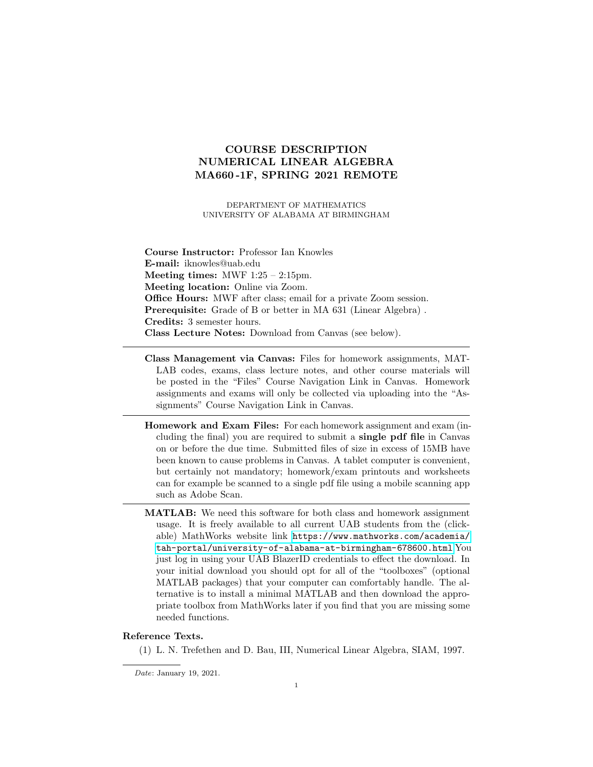# COURSE DESCRIPTION
# NUMERICAL LINEAR ALGEBRA
# MA660-1F, SPRING 2021 REMOTE

DEPARTMENT OF MATHEMATICS
UNIVERSITY OF ALABAMA AT BIRMINGHAM

**Course Instructor:** Professor Ian Knowles
**E-mail:** iknowles@uab.edu
**Meeting times:** MWF 1:25 – 2:15pm.
**Meeting location:** Online via Zoom.
**Office Hours:** MWF after class; email for a private Zoom session.
**Prerequisite:** Grade of B or better in MA 631 (Linear Algebra) .
**Credits:** 3 semester hours.
**Class Lecture Notes:** Download from Canvas (see below).

---

**Class Management via Canvas:** Files for homework assignments, MATLAB codes, exams, class lecture notes, and other course materials will be posted in the "Files" Course Navigation Link in Canvas. Homework assignments and exams will only be collected via uploading into the "Assignments" Course Navigation Link in Canvas.

---

**Homework and Exam Files:** For each homework assignment and exam (including the final) you are required to submit a **single pdf file** in Canvas on or before the due time. Submitted files of size in excess of 15MB have been known to cause problems in Canvas. A tablet computer is convenient, but certainly not mandatory; homework/exam printouts and worksheets can for example be scanned to a single pdf file using a mobile scanning app such as Adobe Scan.

---

**MATLAB:** We need this software for both class and homework assignment usage. It is freely available to all current UAB students from the (clickable) MathWorks website link https://www.mathworks.com/academia/tah-portal/university-of-alabama-at-birmingham-678600.html You just log in using your UAB BlazerID credentials to effect the download. In your initial download you should opt for all of the "toolboxes" (optional MATLAB packages) that your computer can comfortably handle. The alternative is to install a minimal MATLAB and then download the appropriate toolbox from MathWorks later if you find that you are missing some needed functions.

**Reference Texts.**

(1) L. N. Trefethen and D. Bau, III, Numerical Linear Algebra, SIAM, 1997.

*Date*: January 19, 2021.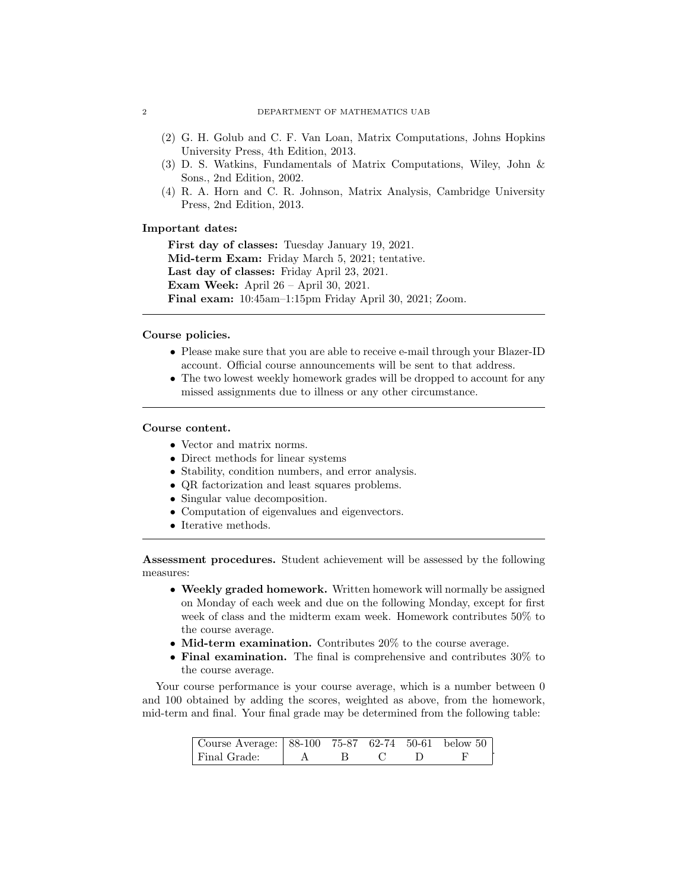(2) G. H. Golub and C. F. Van Loan, Matrix Computations, Johns Hopkins University Press, 4th Edition, 2013.
(3) D. S. Watkins, Fundamentals of Matrix Computations, Wiley, John & Sons., 2nd Edition, 2002.
(4) R. A. Horn and C. R. Johnson, Matrix Analysis, Cambridge University Press, 2nd Edition, 2013.

**Important dates:**

**First day of classes:** Tuesday January 19, 2021.
**Mid-term Exam:** Friday March 5, 2021; tentative.
**Last day of classes:** Friday April 23, 2021.
**Exam Week:** April 26 – April 30, 2021.
**Final exam:** 10:45am–1:15pm Friday April 30, 2021; Zoom.

---

**Course policies.**

- Please make sure that you are able to receive e-mail through your Blazer-ID account. Official course announcements will be sent to that address.
- The two lowest weekly homework grades will be dropped to account for any missed assignments due to illness or any other circumstance.

---

**Course content.**

- Vector and matrix norms.
- Direct methods for linear systems
- Stability, condition numbers, and error analysis.
- QR factorization and least squares problems.
- Singular value decomposition.
- Computation of eigenvalues and eigenvectors.
- Iterative methods.

---

**Assessment procedures.** Student achievement will be assessed by the following measures:

- **Weekly graded homework.** Written homework will normally be assigned on Monday of each week and due on the following Monday, except for first week of class and the midterm exam week. Homework contributes 50% to the course average.
- **Mid-term examination.** Contributes 20% to the course average.
- **Final examination.** The final is comprehensive and contributes 30% to the course average.

Your course performance is your course average, which is a number between 0 and 100 obtained by adding the scores, weighted as above, from the homework, mid-term and final. Your final grade may be determined from the following table:

| Course Average: | 88-100 | 75-87 | 62-74 | 50-61 | below 50 |
|---|---|---|---|---|---|
| Final Grade: | A | B | C | D | F |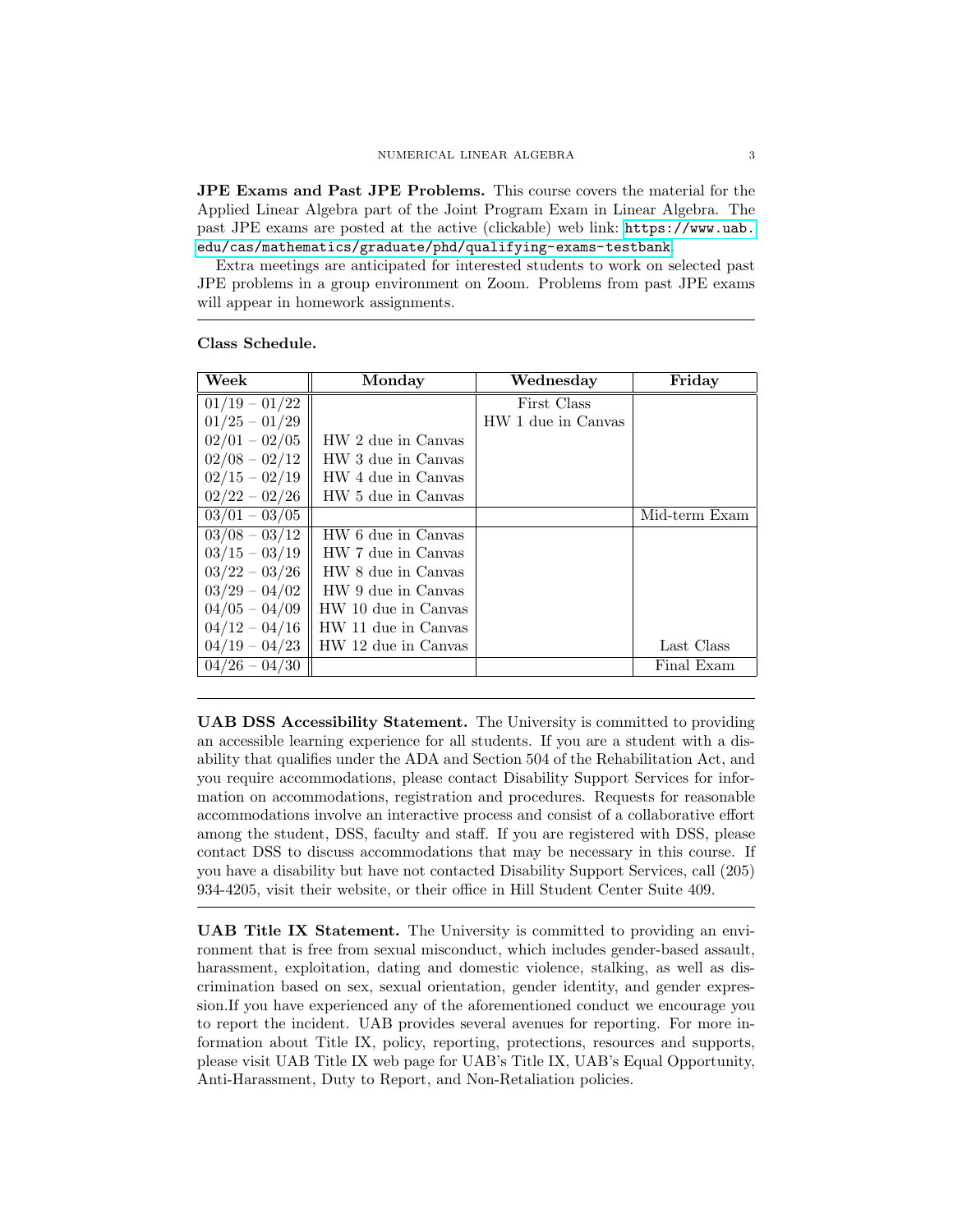**JPE Exams and Past JPE Problems.** This course covers the material for the Applied Linear Algebra part of the Joint Program Exam in Linear Algebra. The past JPE exams are posted at the active (clickable) web link: https://www.uab.edu/cas/mathematics/graduate/phd/qualifying-exams-testbank.

Extra meetings are anticipated for interested students to work on selected past JPE problems in a group environment on Zoom. Problems from past JPE exams will appear in homework assignments.

---

**Class Schedule.**

| Week | Monday | Wednesday | Friday |
|---|---|---|---|
| 01/19 – 01/22 | | First Class | |
| 01/25 – 01/29 | | HW 1 due in Canvas | |
| 02/01 – 02/05 | HW 2 due in Canvas | | |
| 02/08 – 02/12 | HW 3 due in Canvas | | |
| 02/15 – 02/19 | HW 4 due in Canvas | | |
| 02/22 – 02/26 | HW 5 due in Canvas | | |
| 03/01 – 03/05 | | | Mid-term Exam |
| 03/08 – 03/12 | HW 6 due in Canvas | | |
| 03/15 – 03/19 | HW 7 due in Canvas | | |
| 03/22 – 03/26 | HW 8 due in Canvas | | |
| 03/29 – 04/02 | HW 9 due in Canvas | | |
| 04/05 – 04/09 | HW 10 due in Canvas | | |
| 04/12 – 04/16 | HW 11 due in Canvas | | |
| 04/19 – 04/23 | HW 12 due in Canvas | | Last Class |
| 04/26 – 04/30 | | | Final Exam |

---

**UAB DSS Accessibility Statement.** The University is committed to providing an accessible learning experience for all students. If you are a student with a disability that qualifies under the ADA and Section 504 of the Rehabilitation Act, and you require accommodations, please contact Disability Support Services for information on accommodations, registration and procedures. Requests for reasonable accommodations involve an interactive process and consist of a collaborative effort among the student, DSS, faculty and staff. If you are registered with DSS, please contact DSS to discuss accommodations that may be necessary in this course. If you have a disability but have not contacted Disability Support Services, call (205) 934-4205, visit their website, or their office in Hill Student Center Suite 409.

---

**UAB Title IX Statement.** The University is committed to providing an environment that is free from sexual misconduct, which includes gender-based assault, harassment, exploitation, dating and domestic violence, stalking, as well as discrimination based on sex, sexual orientation, gender identity, and gender expression.If you have experienced any of the aforementioned conduct we encourage you to report the incident. UAB provides several avenues for reporting. For more information about Title IX, policy, reporting, protections, resources and supports, please visit UAB Title IX web page for UAB's Title IX, UAB's Equal Opportunity, Anti-Harassment, Duty to Report, and Non-Retaliation policies.